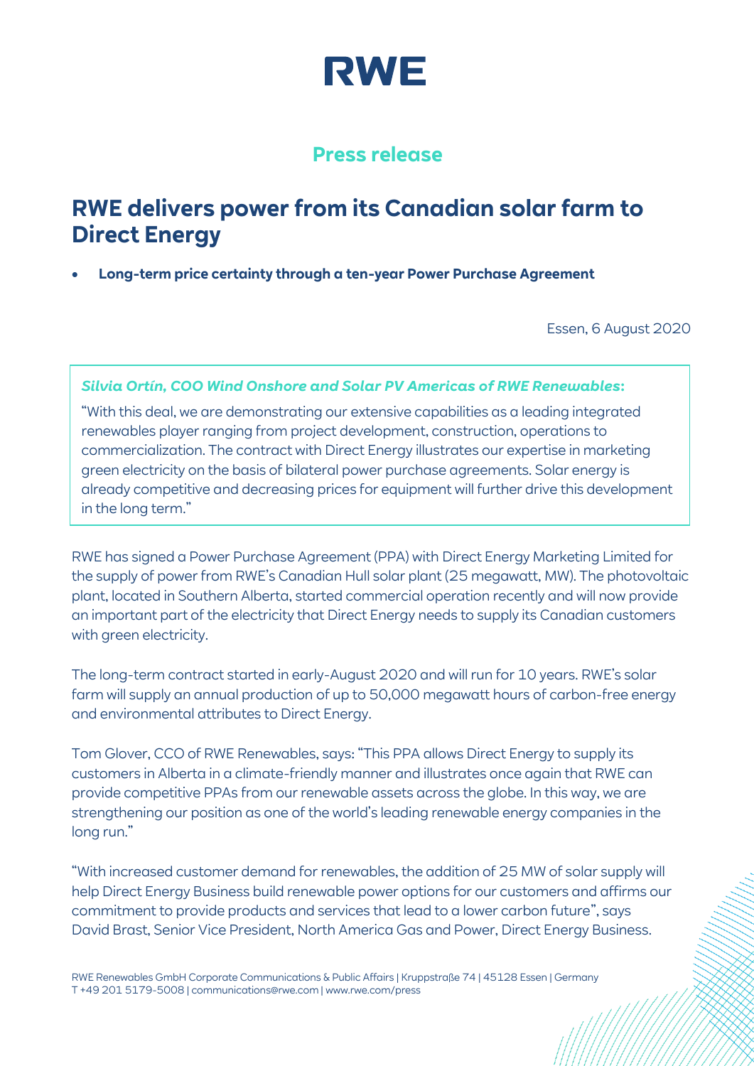# RWE

## Press release

# RWE delivers power from its Canadian solar farm to Direct Energy

- **Long-term price certainty through a ten-year Power Purchase Agreement**

Essen, 6 August 2020

***Silvia Ortín, COO Wind Onshore and Solar PV Americas of RWE Renewables*:**

"With this deal, we are demonstrating our extensive capabilities as a leading integrated renewables player ranging from project development, construction, operations to commercialization. The contract with Direct Energy illustrates our expertise in marketing green electricity on the basis of bilateral power purchase agreements. Solar energy is already competitive and decreasing prices for equipment will further drive this development in the long term."

RWE has signed a Power Purchase Agreement (PPA) with Direct Energy Marketing Limited for the supply of power from RWE's Canadian Hull solar plant (25 megawatt, MW). The photovoltaic plant, located in Southern Alberta, started commercial operation recently and will now provide an important part of the electricity that Direct Energy needs to supply its Canadian customers with green electricity.

The long-term contract started in early-August 2020 and will run for 10 years. RWE's solar farm will supply an annual production of up to 50,000 megawatt hours of carbon-free energy and environmental attributes to Direct Energy.

Tom Glover, CCO of RWE Renewables, says: "This PPA allows Direct Energy to supply its customers in Alberta in a climate-friendly manner and illustrates once again that RWE can provide competitive PPAs from our renewable assets across the globe. In this way, we are strengthening our position as one of the world's leading renewable energy companies in the long run."

"With increased customer demand for renewables, the addition of 25 MW of solar supply will help Direct Energy Business build renewable power options for our customers and affirms our commitment to provide products and services that lead to a lower carbon future", says David Brast, Senior Vice President, North America Gas and Power, Direct Energy Business.

RWE Renewables GmbH Corporate Communications & Public Affairs | Kruppstraße 74 | 45128 Essen | Germany
T +49 201 5179-5008 | communications@rwe.com | www.rwe.com/press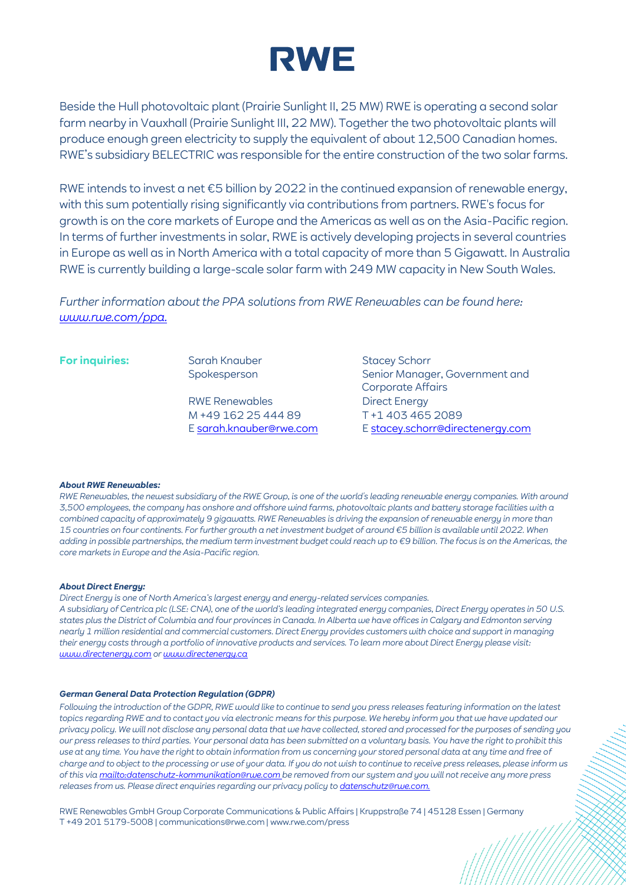Beside the Hull photovoltaic plant (Prairie Sunlight II, 25 MW) RWE is operating a second solar farm nearby in Vauxhall (Prairie Sunlight III, 22 MW). Together the two photovoltaic plants will produce enough green electricity to supply the equivalent of about 12,500 Canadian homes. RWE's subsidiary BELECTRIC was responsible for the entire construction of the two solar farms.

RWE intends to invest a net €5 billion by 2022 in the continued expansion of renewable energy, with this sum potentially rising significantly via contributions from partners. RWE's focus for growth is on the core markets of Europe and the Americas as well as on the Asia-Pacific region. In terms of further investments in solar, RWE is actively developing projects in several countries in Europe as well as in North America with a total capacity of more than 5 Gigawatt. In Australia RWE is currently building a large-scale solar farm with 249 MW capacity in New South Wales.

*Further information about the PPA solutions from RWE Renewables can be found here: [www.rwe.com/ppa.](www.rwe.com/ppa)*

**For inquiries:**

Sarah Knauber
Spokesperson

RWE Renewables
M +49 162 25 444 89
E sarah.knauber@rwe.com

Stacey Schorr
Senior Manager, Government and Corporate Affairs
Direct Energy
T +1 403 465 2089
E stacey.schorr@directenergy.com

***About RWE Renewables:***

*RWE Renewables, the newest subsidiary of the RWE Group, is one of the world's leading renewable energy companies. With around 3,500 employees, the company has onshore and offshore wind farms, photovoltaic plants and battery storage facilities with a combined capacity of approximately 9 gigawatts. RWE Renewables is driving the expansion of renewable energy in more than 15 countries on four continents. For further growth a net investment budget of around €5 billion is available until 2022. When adding in possible partnerships, the medium term investment budget could reach up to €9 billion. The focus is on the Americas, the core markets in Europe and the Asia-Pacific region.*

***About Direct Energy:***

*Direct Energy is one of North America's largest energy and energy-related services companies.*
*A subsidiary of Centrica plc (LSE: CNA), one of the world's leading integrated energy companies, Direct Energy operates in 50 U.S. states plus the District of Columbia and four provinces in Canada. In Alberta we have offices in Calgary and Edmonton serving nearly 1 million residential and commercial customers. Direct Energy provides customers with choice and support in managing their energy costs through a portfolio of innovative products and services. To learn more about Direct Energy please visit: www.directenergy.com or www.directenergy.ca*

***German General Data Protection Regulation (GDPR)***

*Following the introduction of the GDPR, RWE would like to continue to send you press releases featuring information on the latest topics regarding RWE and to contact you via electronic means for this purpose. We hereby inform you that we have updated our privacy policy. We will not disclose any personal data that we have collected, stored and processed for the purposes of sending you our press releases to third parties. Your personal data has been submitted on a voluntary basis. You have the right to prohibit this use at any time. You have the right to obtain information from us concerning your stored personal data at any time and free of charge and to object to the processing or use of your data. If you do not wish to continue to receive press releases, please inform us of this via mailto:datenschutz-kommunikation@rwe.com be removed from our system and you will not receive any more press releases from us. Please direct enquiries regarding our privacy policy to datenschutz@rwe.com.*

RWE Renewables GmbH Group Corporate Communications & Public Affairs | Kruppstraße 74 | 45128 Essen | Germany
T +49 201 5179-5008 | communications@rwe.com | www.rwe.com/press